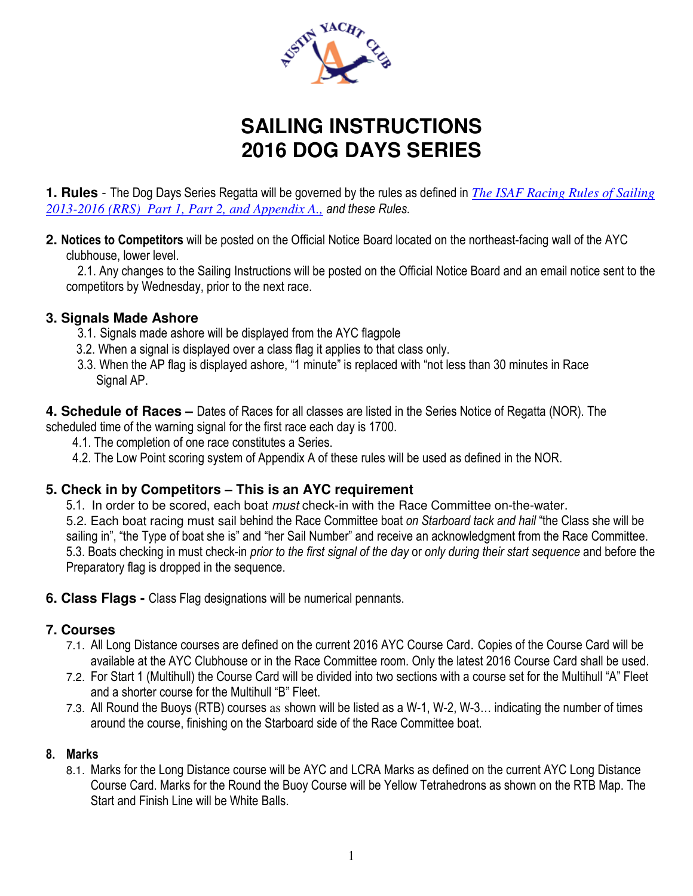# SAILING INSTRUCTIONS
# 2016 DOG DAYS SERIES

**1. Rules** - The Dog Days Series Regatta will be governed by the rules as defined in *The ISAF Racing Rules of Sailing 2013-2016 (RRS) Part 1, Part 2, and Appendix A.,* *and these Rules.*

**2. Notices to Competitors** will be posted on the Official Notice Board located on the northeast-facing wall of the AYC clubhouse, lower level.

2.1. Any changes to the Sailing Instructions will be posted on the Official Notice Board and an email notice sent to the competitors by Wednesday, prior to the next race.

## 3. Signals Made Ashore

3.1. Signals made ashore will be displayed from the AYC flagpole

3.2. When a signal is displayed over a class flag it applies to that class only.

3.3. When the AP flag is displayed ashore, "1 minute" is replaced with "not less than 30 minutes in Race Signal AP.

**4. Schedule of Races –** Dates of Races for all classes are listed in the Series Notice of Regatta (NOR). The scheduled time of the warning signal for the first race each day is 1700.

4.1. The completion of one race constitutes a Series.

4.2. The Low Point scoring system of Appendix A of these rules will be used as defined in the NOR.

## 5. Check in by Competitors – This is an AYC requirement

5.1. In order to be scored, each boat *must* check-in with the Race Committee on-the-water.

5.2. Each boat racing must sail behind the Race Committee boat *on Starboard tack and hail* "the Class she will be sailing in", "the Type of boat she is" and "her Sail Number" and receive an acknowledgment from the Race Committee.

5.3. Boats checking in must check-in *prior to the first signal of the day* or *only during their start sequence* and before the Preparatory flag is dropped in the sequence.

**6. Class Flags -** Class Flag designations will be numerical pennants.

## 7. Courses

7.1. All Long Distance courses are defined on the current 2016 AYC Course Card. Copies of the Course Card will be available at the AYC Clubhouse or in the Race Committee room. Only the latest 2016 Course Card shall be used.

7.2. For Start 1 (Multihull) the Course Card will be divided into two sections with a course set for the Multihull "A" Fleet and a shorter course for the Multihull "B" Fleet.

7.3. All Round the Buoys (RTB) courses as shown will be listed as a W-1, W-2, W-3… indicating the number of times around the course, finishing on the Starboard side of the Race Committee boat.

## 8. Marks

8.1. Marks for the Long Distance course will be AYC and LCRA Marks as defined on the current AYC Long Distance Course Card. Marks for the Round the Buoy Course will be Yellow Tetrahedrons as shown on the RTB Map. The Start and Finish Line will be White Balls.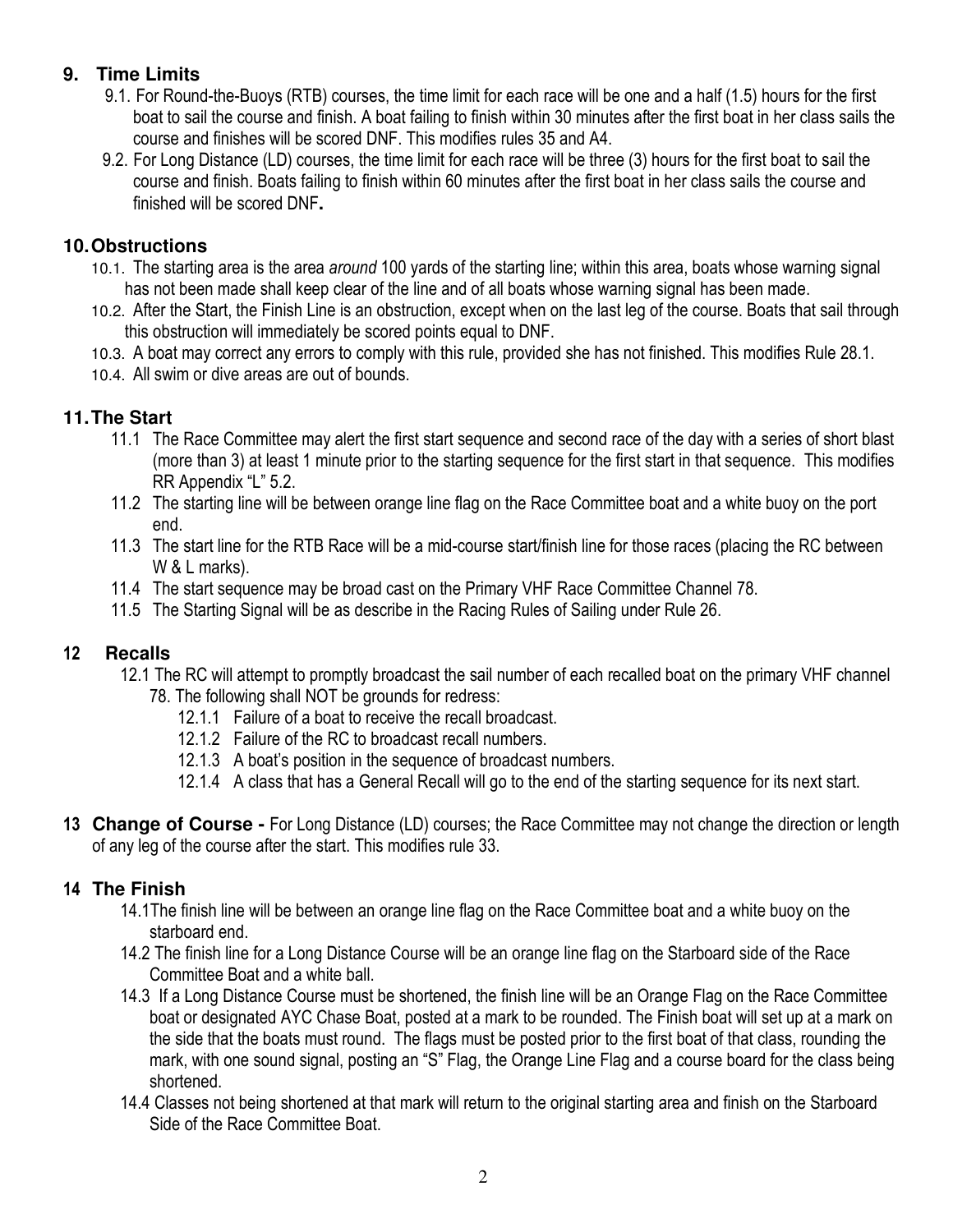## 9. Time Limits

9.1. For Round-the-Buoys (RTB) courses, the time limit for each race will be one and a half (1.5) hours for the first boat to sail the course and finish. A boat failing to finish within 30 minutes after the first boat in her class sails the course and finishes will be scored DNF. This modifies rules 35 and A4.

9.2. For Long Distance (LD) courses, the time limit for each race will be three (3) hours for the first boat to sail the course and finish. Boats failing to finish within 60 minutes after the first boat in her class sails the course and finished will be scored DNF**.**

## 10. Obstructions

10.1. The starting area is the area *around* 100 yards of the starting line; within this area, boats whose warning signal has not been made shall keep clear of the line and of all boats whose warning signal has been made.

10.2. After the Start, the Finish Line is an obstruction, except when on the last leg of the course. Boats that sail through this obstruction will immediately be scored points equal to DNF.

10.3. A boat may correct any errors to comply with this rule, provided she has not finished. This modifies Rule 28.1.

10.4. All swim or dive areas are out of bounds.

## 11. The Start

11.1 The Race Committee may alert the first start sequence and second race of the day with a series of short blast (more than 3) at least 1 minute prior to the starting sequence for the first start in that sequence. This modifies RR Appendix "L" 5.2.

11.2 The starting line will be between orange line flag on the Race Committee boat and a white buoy on the port end.

11.3 The start line for the RTB Race will be a mid-course start/finish line for those races (placing the RC between W & L marks).

11.4 The start sequence may be broad cast on the Primary VHF Race Committee Channel 78.

11.5 The Starting Signal will be as describe in the Racing Rules of Sailing under Rule 26.

## 12 Recalls

12.1 The RC will attempt to promptly broadcast the sail number of each recalled boat on the primary VHF channel 78. The following shall NOT be grounds for redress:

- 12.1.1 Failure of a boat to receive the recall broadcast.
- 12.1.2 Failure of the RC to broadcast recall numbers.
- 12.1.3 A boat's position in the sequence of broadcast numbers.
- 12.1.4 A class that has a General Recall will go to the end of the starting sequence for its next start.

**13 Change of Course -** For Long Distance (LD) courses; the Race Committee may not change the direction or length of any leg of the course after the start. This modifies rule 33.

## 14 The Finish

14.1The finish line will be between an orange line flag on the Race Committee boat and a white buoy on the starboard end.

14.2 The finish line for a Long Distance Course will be an orange line flag on the Starboard side of the Race Committee Boat and a white ball.

14.3 If a Long Distance Course must be shortened, the finish line will be an Orange Flag on the Race Committee boat or designated AYC Chase Boat, posted at a mark to be rounded. The Finish boat will set up at a mark on the side that the boats must round. The flags must be posted prior to the first boat of that class, rounding the mark, with one sound signal, posting an "S" Flag, the Orange Line Flag and a course board for the class being shortened.

14.4 Classes not being shortened at that mark will return to the original starting area and finish on the Starboard Side of the Race Committee Boat.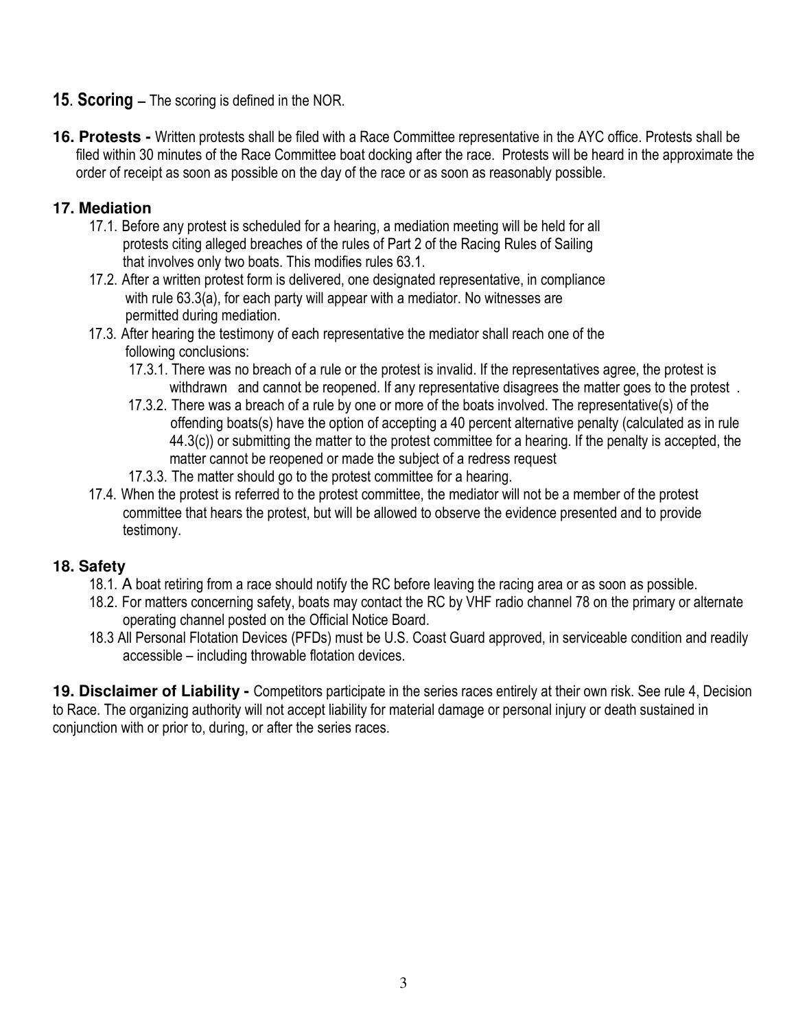**15. Scoring** – The scoring is defined in the NOR.

**16. Protests -** Written protests shall be filed with a Race Committee representative in the AYC office. Protests shall be filed within 30 minutes of the Race Committee boat docking after the race. Protests will be heard in the approximate the order of receipt as soon as possible on the day of the race or as soon as reasonably possible.

**17. Mediation**

17.1. Before any protest is scheduled for a hearing, a mediation meeting will be held for all protests citing alleged breaches of the rules of Part 2 of the Racing Rules of Sailing that involves only two boats. This modifies rules 63.1.

17.2. After a written protest form is delivered, one designated representative, in compliance with rule 63.3(a), for each party will appear with a mediator. No witnesses are permitted during mediation.

17.3. After hearing the testimony of each representative the mediator shall reach one of the following conclusions:

17.3.1. There was no breach of a rule or the protest is invalid. If the representatives agree, the protest is withdrawn and cannot be reopened. If any representative disagrees the matter goes to the protest .

17.3.2. There was a breach of a rule by one or more of the boats involved. The representative(s) of the offending boats(s) have the option of accepting a 40 percent alternative penalty (calculated as in rule 44.3(c)) or submitting the matter to the protest committee for a hearing. If the penalty is accepted, the matter cannot be reopened or made the subject of a redress request

17.3.3. The matter should go to the protest committee for a hearing.

17.4. When the protest is referred to the protest committee, the mediator will not be a member of the protest committee that hears the protest, but will be allowed to observe the evidence presented and to provide testimony.

**18. Safety**

18.1. A boat retiring from a race should notify the RC before leaving the racing area or as soon as possible.

18.2. For matters concerning safety, boats may contact the RC by VHF radio channel 78 on the primary or alternate operating channel posted on the Official Notice Board.

18.3 All Personal Flotation Devices (PFDs) must be U.S. Coast Guard approved, in serviceable condition and readily accessible – including throwable flotation devices.

**19. Disclaimer of Liability -** Competitors participate in the series races entirely at their own risk. See rule 4, Decision to Race. The organizing authority will not accept liability for material damage or personal injury or death sustained in conjunction with or prior to, during, or after the series races.